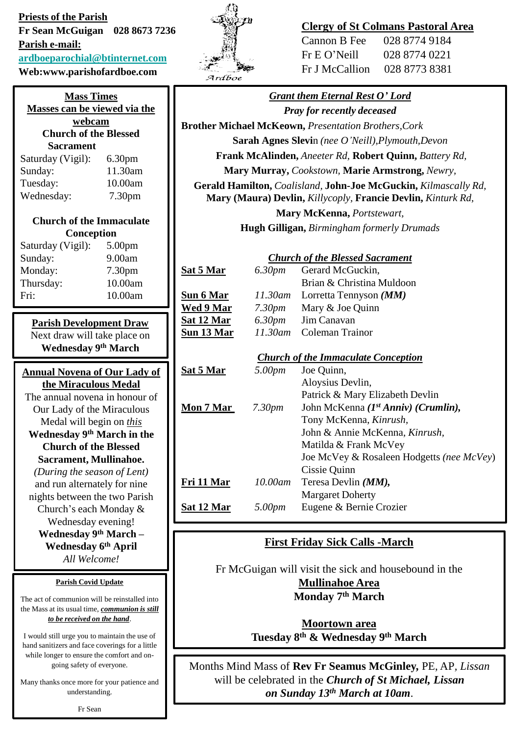**Priests of the Parish**
**Fr Sean McGuigan 028 8673 7236**
**Parish e-mail:**
**ardboeparochial@btinternet.com**
**Web:www.parishofardboe.com**

Ardboe

**Clergy of St Colmans Pastoral Area**

Cannon B Fee 028 8774 9184
Fr E O'Neill 028 8774 0221
Fr J McCallion 028 8773 8381

## Mass Times

**Masses can be viewed via the webcam**

**Church of the Blessed Sacrament**

| | |
|---|---|
| Saturday (Vigil): | 6.30pm |
| Sunday: | 11.30am |
| Tuesday: | 10.00am |
| Wednesday: | 7.30pm |

**Church of the Immaculate Conception**

| | |
|---|---|
| Saturday (Vigil): | 5.00pm |
| Sunday: | 9.00am |
| Monday: | 7.30pm |
| Thursday: | 10.00am |
| Fri: | 10.00am |

## Parish Development Draw

Next draw will take place on **Wednesday 9th March**

## Annual Novena of Our Lady of the Miraculous Medal

The annual novena in honour of Our Lady of the Miraculous Medal will begin on *this* **Wednesday 9th March in the Church of the Blessed Sacrament, Mullinahoe.** *(During the season of Lent)* and run alternately for nine nights between the two Parish Church's each Monday & Wednesday evening!

**Wednesday 9th March – Wednesday 6th April**

*All Welcome!*

## Parish Covid Update

The act of communion will be reinstalled into the Mass at its usual time, ***communion is still to be received on the hand***.

I would still urge you to maintain the use of hand sanitizers and face coverings for a little while longer to ensure the comfort and on-going safety of everyone.

Many thanks once more for your patience and understanding.

Fr Sean

## *Grant them Eternal Rest O' Lord*

***Pray for recently deceased***

**Brother Michael McKeown,** *Presentation Brothers,Cork*
**Sarah Agnes Slevin** *(nee O'Neill),Plymouth,Devon*
**Frank McAlinden,** *Aneeter Rd,* **Robert Quinn,** *Battery Rd,*
**Mary Murray,** *Cookstown,* **Marie Armstrong,** *Newry,*
**Gerald Hamilton,** *Coalisland,* **John-Joe McGuckin,** *Kilmascally Rd,*
**Mary (Maura) Devlin,** *Killycoply,* **Francie Devlin,** *Kinturk Rd,*
**Mary McKenna,** *Portstewart,*
**Hugh Gilligan,** *Birmingham formerly Drumads*

### *Church of the Blessed Sacrament*

| | | |
|---|---|---|
| **Sat 5 Mar** | *6.30pm* | Gerard McGuckin, Brian & Christina Muldoon |
| **Sun 6 Mar** | *11.30am* | Loretta Tennyson ***(MM)*** |
| **Wed 9 Mar** | *7.30pm* | Mary & Joe Quinn |
| **Sat 12 Mar** | *6.30pm* | Jim Canavan |
| **Sun 13 Mar** | *11.30am* | Coleman Trainor |

### *Church of the Immaculate Conception*

| | | |
|---|---|---|
| **Sat 5 Mar** | *5.00pm* | Joe Quinn, Aloysius Devlin, Patrick & Mary Elizabeth Devlin |
| **Mon 7 Mar** | *7.30pm* | John McKenna ***(1st Anniv) (Crumlin),*** Tony McKenna, *Kinrush,* John & Annie McKenna, *Kinrush,* Matilda & Frank McVey, Joe McVey & Rosaleen Hodgetts *(nee McVey)* Cissie Quinn |
| **Fri 11 Mar** | *10.00am* | Teresa Devlin ***(MM),*** Margaret Doherty |
| **Sat 12 Mar** | *5.00pm* | Eugene & Bernie Crozier |

## First Friday Sick Calls -March

Fr McGuigan will visit the sick and housebound in the
**Mullinahoe Area**
**Monday 7th March**

**Moortown area**
**Tuesday 8th & Wednesday 9th March**

Months Mind Mass of **Rev Fr Seamus McGinley,** PE, AP, *Lissan* will be celebrated in the ***Church of St Michael, Lissan on Sunday 13th March at 10am***.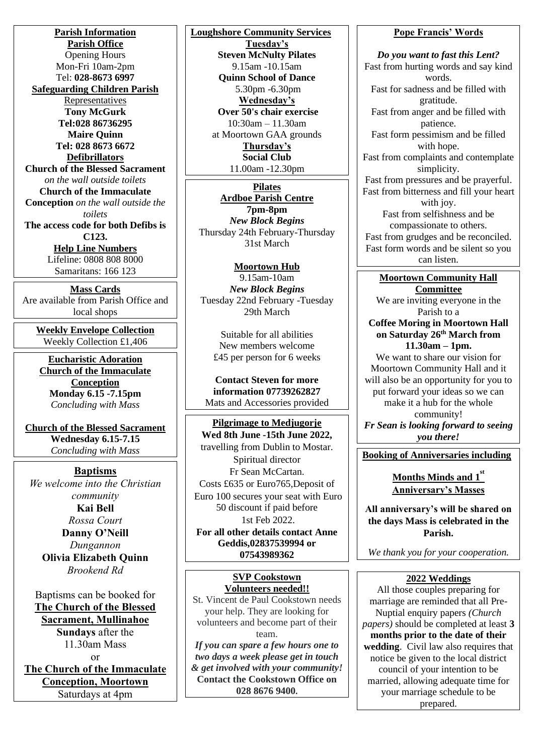**Parish Information**

**Parish Office**

Opening Hours
Mon-Fri 10am-2pm
Tel: **028-8673 6997**

**Safeguarding Children Parish**
Representatives
**Tony McGurk**
**Tel:028 86736295**
**Maire Quinn**
**Tel: 028 8673 6672**

**Defibrillators**
**Church of the Blessed Sacrament** *on the wall outside toilets*
**Church of the Immaculate Conception** *on the wall outside the toilets*
**The access code for both Defibs is C123.**

**Help Line Numbers**
Lifeline: 0808 808 8000
Samaritans: 166 123

**Mass Cards**
Are available from Parish Office and local shops

**Weekly Envelope Collection**
Weekly Collection £1,406

**Eucharistic Adoration**
**Church of the Immaculate Conception**
**Monday 6.15 -7.15pm**
*Concluding with Mass*

**Church of the Blessed Sacrament**
**Wednesday 6.15-7.15**
*Concluding with Mass*

**Baptisms**
*We welcome into the Christian community*
**Kai Bell**
*Rossa Court*
**Danny O'Neill**
*Dungannon*
**Olivia Elizabeth Quinn**
*Brookend Rd*

Baptisms can be booked for **The Church of the Blessed Sacrament, Mullinahoe** **Sundays** after the 11.30am Mass
or
**The Church of the Immaculate Conception, Moortown** Saturdays at 4pm

**Loughshore Community Services**

**Tuesday's**
**Steven McNulty Pilates**
9.15am -10.15am
**Quinn School of Dance**
5.30pm -6.30pm

**Wednesday's**
**Over 50's chair exercise**
10:30am – 11.30am
at Moortown GAA grounds

**Thursday's**
**Social Club**
11.00am -12.30pm

**Pilates**

**Ardboe Parish Centre**
**7pm-8pm**
***New Block Begins***
Thursday 24th February-Thursday 31st March

**Moortown Hub**
9.15am-10am
***New Block Begins***
Tuesday 22nd February -Tuesday 29th March

Suitable for all abilities
New members welcome
£45 per person for 6 weeks

**Contact Steven for more information 07739262827**
Mats and Accessories provided

**Pilgrimage to Medjugorje**
**Wed 8th June -15th June 2022,** travelling from Dublin to Mostar.
Spiritual director
Fr Sean McCartan.
Costs £635 or Euro765,Deposit of Euro 100 secures your seat with Euro 50 discount if paid before 1st Feb 2022.
**For all other details contact Anne Geddis,02837539994 or 07543989362**

**SVP Cookstown**
**Volunteers needed!!**
St. Vincent de Paul Cookstown needs your help. They are looking for volunteers and become part of their team.
***If you can spare a few hours one to two days a week please get in touch & get involved with your community!***
**Contact the Cookstown Office on 028 8676 9400.**

**Pope Francis' Words**

***Do you want to fast this Lent?***
Fast from hurting words and say kind words.
Fast for sadness and be filled with gratitude.
Fast from anger and be filled with patience.
Fast form pessimism and be filled with hope.
Fast from complaints and contemplate simplicity.
Fast from pressures and be prayerful.
Fast from bitterness and fill your heart with joy.
Fast from selfishness and be compassionate to others.
Fast from grudges and be reconciled.
Fast form words and be silent so you can listen.

**Moortown Community Hall Committee**
We are inviting everyone in the Parish to a
**Coffee Moring in Moortown Hall on Saturday 26th March from 11.30am – 1pm.**
We want to share our vision for Moortown Community Hall and it will also be an opportunity for you to put forward your ideas so we can make it a hub for the whole community!
***Fr Sean is looking forward to seeing you there!***

**Booking of Anniversaries including**

**Months Minds and 1st Anniversary's Masses**

**All anniversary's will be shared on the days Mass is celebrated in the Parish.**

*We thank you for your cooperation.*

**2022 Weddings**
All those couples preparing for marriage are reminded that all Pre-Nuptial enquiry papers *(Church papers)* should be completed at least **3 months prior to the date of their wedding**. Civil law also requires that notice be given to the local district council of your intention to be married, allowing adequate time for your marriage schedule to be prepared.